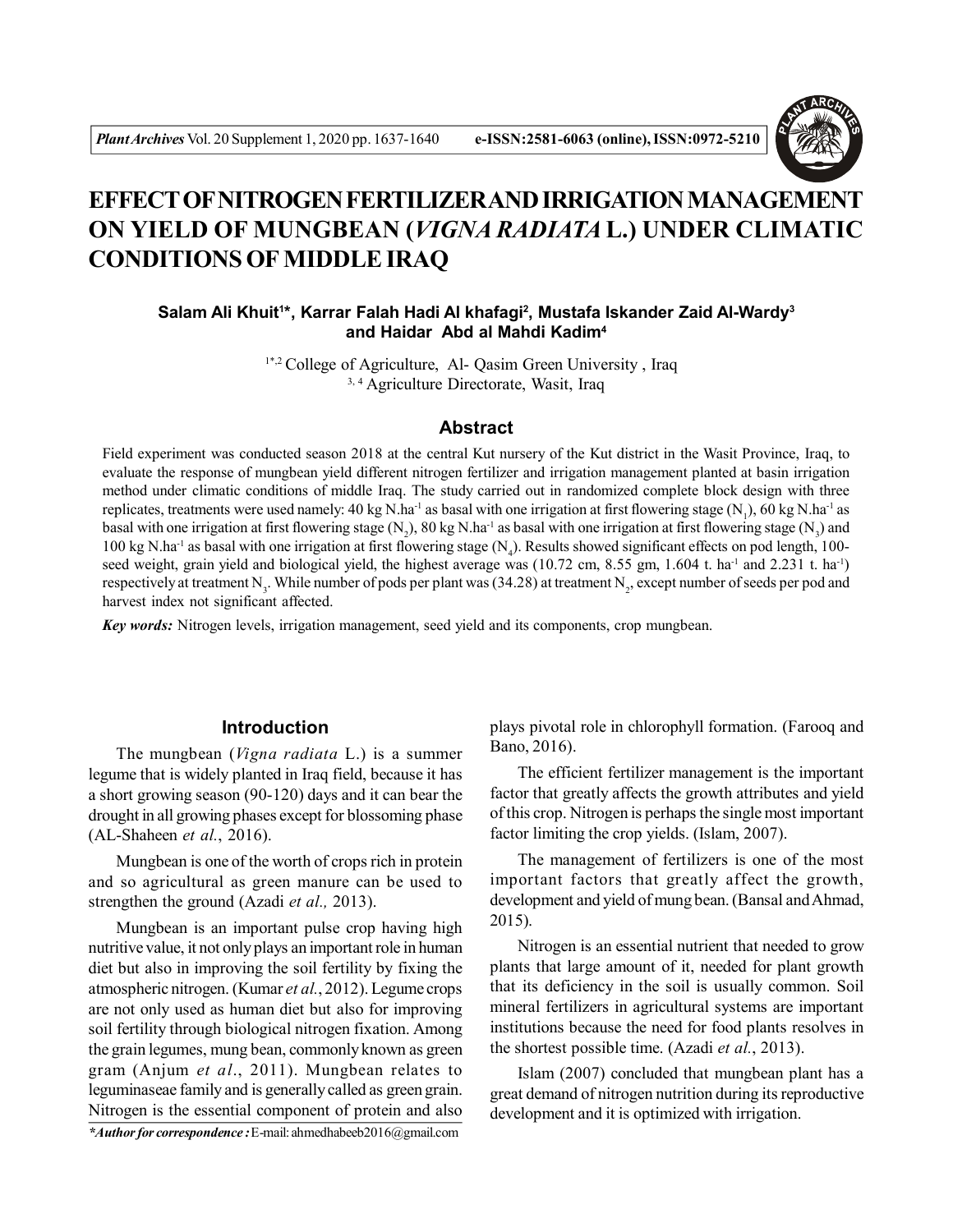# EFFECT OF NITROGEN FERTILIZER AND IRRIGATION MANAGEMENT ON YIELD OF MUNGBEAN (*VIGNA RADIATA* L.) UNDER CLIMATIC CONDITIONS OF MIDDLE IRAQ

**Salam Ali Khuit[1]*, Karrar Falah Hadi Al khafagi[2], Mustafa Iskander Zaid Al-Wardy[3] and Haidar Abd al Mahdi Kadim[4]**

[1*,2] College of Agriculture, Al- Qasim Green University , Iraq
[3, 4] Agriculture Directorate, Wasit, Iraq

## Abstract

Field experiment was conducted season 2018 at the central Kut nursery of the Kut district in the Wasit Province, Iraq, to evaluate the response of mungbean yield different nitrogen fertilizer and irrigation management planted at basin irrigation method under climatic conditions of middle Iraq. The study carried out in randomized complete block design with three replicates, treatments were used namely: 40 kg N.ha$^{-1}$ as basal with one irrigation at first flowering stage ($N_1$), 60 kg N.ha$^{-1}$ as basal with one irrigation at first flowering stage ($N_2$), 80 kg N.ha$^{-1}$ as basal with one irrigation at first flowering stage ($N_3$) and 100 kg N.ha$^{-1}$ as basal with one irrigation at first flowering stage ($N_4$). Results showed significant effects on pod length, 100-seed weight, grain yield and biological yield, the highest average was (10.72 cm, 8.55 gm, 1.604 t. ha$^{-1}$ and 2.231 t. ha$^{-1}$) respectively at treatment $N_3$. While number of pods per plant was (34.28) at treatment $N_2$, except number of seeds per pod and harvest index not significant affected.

***Key words:*** Nitrogen levels, irrigation management, seed yield and its components, crop mungbean.

## Introduction

The mungbean (*Vigna radiata* L.) is a summer legume that is widely planted in Iraq field, because it has a short growing season (90-120) days and it can bear the drought in all growing phases except for blossoming phase (AL-Shaheen *et al.*, 2016).

Mungbean is one of the worth of crops rich in protein and so agricultural as green manure can be used to strengthen the ground (Azadi *et al.,* 2013).

Mungbean is an important pulse crop having high nutritive value, it not only plays an important role in human diet but also in improving the soil fertility by fixing the atmospheric nitrogen. (Kumar *et al.*, 2012). Legume crops are not only used as human diet but also for improving soil fertility through biological nitrogen fixation. Among the grain legumes, mung bean, commonly known as green gram (Anjum *et al*., 2011). Mungbean relates to leguminaseae family and is generally called as green grain. Nitrogen is the essential component of protein and also plays pivotal role in chlorophyll formation. (Farooq and Bano, 2016).

The efficient fertilizer management is the important factor that greatly affects the growth attributes and yield of this crop. Nitrogen is perhaps the single most important factor limiting the crop yields. (Islam, 2007).

The management of fertilizers is one of the most important factors that greatly affect the growth, development and yield of mung bean. (Bansal and Ahmad, 2015).

Nitrogen is an essential nutrient that needed to grow plants that large amount of it, needed for plant growth that its deficiency in the soil is usually common. Soil mineral fertilizers in agricultural systems are important institutions because the need for food plants resolves in the shortest possible time. (Azadi *et al.*, 2013).

Islam (2007) concluded that mungbean plant has a great demand of nitrogen nutrition during its reproductive development and it is optimized with irrigation.

****Author for correspondence :*** E-mail: ahmedhabeeb2016@gmail.com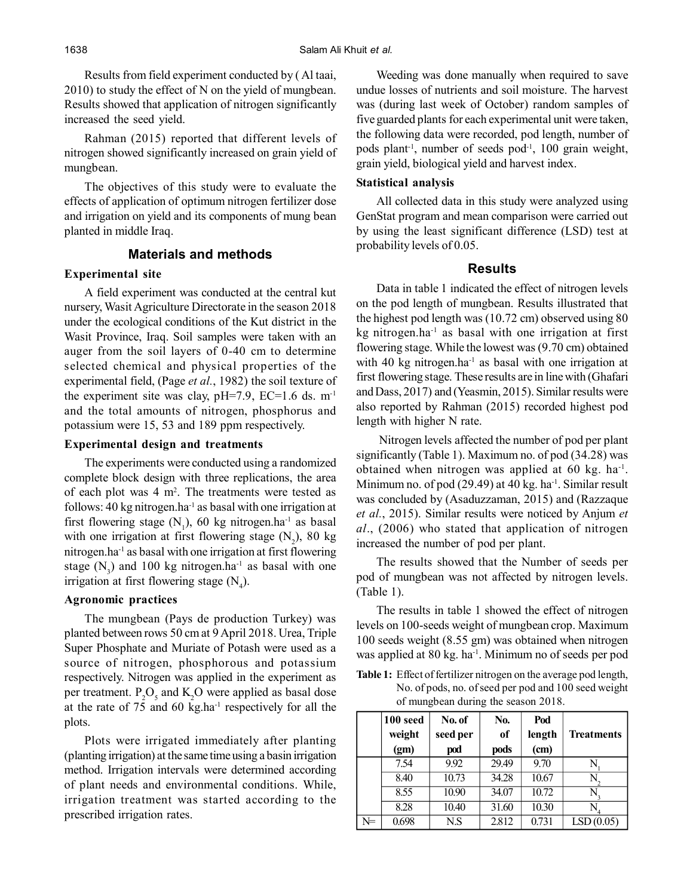Results from field experiment conducted by ( Al taai, 2010) to study the effect of N on the yield of mungbean. Results showed that application of nitrogen significantly increased the seed yield.

Rahman (2015) reported that different levels of nitrogen showed significantly increased on grain yield of mungbean.

The objectives of this study were to evaluate the effects of application of optimum nitrogen fertilizer dose and irrigation on yield and its components of mung bean planted in middle Iraq.

## Materials and methods

### Experimental site

A field experiment was conducted at the central kut nursery, Wasit Agriculture Directorate in the season 2018 under the ecological conditions of the Kut district in the Wasit Province, Iraq. Soil samples were taken with an auger from the soil layers of 0-40 cm to determine selected chemical and physical properties of the experimental field, (Page *et al.*, 1982) the soil texture of the experiment site was clay, pH=7.9, EC=1.6 ds. $m^{-1}$ and the total amounts of nitrogen, phosphorus and potassium were 15, 53 and 189 ppm respectively.

### Experimental design and treatments

The experiments were conducted using a randomized complete block design with three replications, the area of each plot was 4 $m^2$. The treatments were tested as follows: 40 kg nitrogen.$ha^{-1}$ as basal with one irrigation at first flowering stage ($N_1$), 60 kg nitrogen.$ha^{-1}$ as basal with one irrigation at first flowering stage ($N_2$), 80 kg nitrogen.$ha^{-1}$ as basal with one irrigation at first flowering stage ($N_3$) and 100 kg nitrogen.$ha^{-1}$ as basal with one irrigation at first flowering stage ($N_4$).

### Agronomic practices

The mungbean (Pays de production Turkey) was planted between rows 50 cm at 9 April 2018. Urea, Triple Super Phosphate and Muriate of Potash were used as a source of nitrogen, phosphorous and potassium respectively. Nitrogen was applied in the experiment as per treatment. $P_2O_5$ and $K_2O$ were applied as basal dose at the rate of 75 and 60 kg.$ha^{-1}$ respectively for all the plots.

Plots were irrigated immediately after planting (planting irrigation) at the same time using a basin irrigation method. Irrigation intervals were determined according of plant needs and environmental conditions. While, irrigation treatment was started according to the prescribed irrigation rates.

Weeding was done manually when required to save undue losses of nutrients and soil moisture. The harvest was (during last week of October) random samples of five guarded plants for each experimental unit were taken, the following data were recorded, pod length, number of pods plant$^{-1}$, number of seeds pod$^{-1}$, 100 grain weight, grain yield, biological yield and harvest index.

### Statistical analysis

All collected data in this study were analyzed using GenStat program and mean comparison were carried out by using the least significant difference (LSD) test at probability levels of 0.05.

## Results

Data in table 1 indicated the effect of nitrogen levels on the pod length of mungbean. Results illustrated that the highest pod length was (10.72 cm) observed using 80 kg nitrogen.$ha^{-1}$ as basal with one irrigation at first flowering stage. While the lowest was (9.70 cm) obtained with 40 kg nitrogen.$ha^{-1}$ as basal with one irrigation at first flowering stage. These results are in line with (Ghafari and Dass, 2017) and (Yeasmin, 2015). Similar results were also reported by Rahman (2015) recorded highest pod length with higher N rate.

Nitrogen levels affected the number of pod per plant significantly (Table 1). Maximum no. of pod (34.28) was obtained when nitrogen was applied at 60 kg. $ha^{-1}$. Minimum no. of pod (29.49) at 40 kg. $ha^{-1}$. Similar result was concluded by (Asaduzzaman, 2015) and (Razzaque *et al.*, 2015). Similar results were noticed by Anjum *et al*., (2006) who stated that application of nitrogen increased the number of pod per plant.

The results showed that the Number of seeds per pod of mungbean was not affected by nitrogen levels. (Table 1).

The results in table 1 showed the effect of nitrogen levels on 100-seeds weight of mungbean crop. Maximum 100 seeds weight (8.55 gm) was obtained when nitrogen was applied at 80 kg. $ha^{-1}$. Minimum no of seeds per pod

**Table 1:** Effect of fertilizer nitrogen on the average pod length, No. of pods, no. of seed per pod and 100 seed weight of mungbean during the season 2018.

| | 100 seed weight (gm) | No. of seed per pod | No. of pods | Pod length (cm) | Treatments |
|---|---|---|---|---|---|
| | 7.54 | 9.92 | 29.49 | 9.70 | $N_1$ |
| | 8.40 | 10.73 | 34.28 | 10.67 | $N_2$ |
| | 8.55 | 10.90 | 34.07 | 10.72 | $N_3$ |
| | 8.28 | 10.40 | 31.60 | 10.30 | $N_4$ |
| N= | 0.698 | N.S | 2.812 | 0.731 | LSD (0.05) |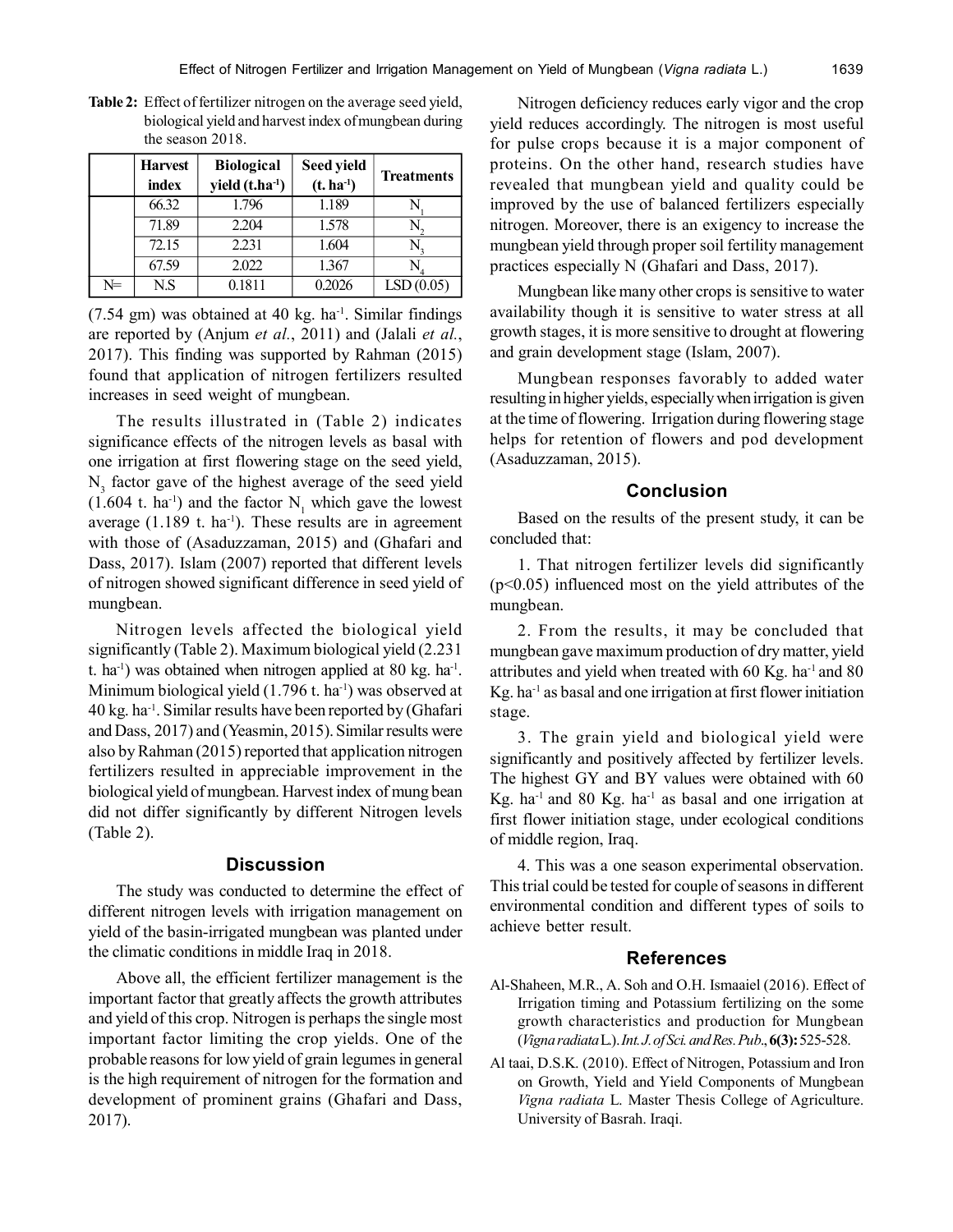**Table 2:** Effect of fertilizer nitrogen on the average seed yield, biological yield and harvest index of mungbean during the season 2018.

| | Harvest index | Biological yield ($t.ha^{-1}$) | Seed yield ($t. ha^{-1}$) | Treatments |
|---|---|---|---|---|
| | 66.32 | 1.796 | 1.189 | $N_1$ |
| | 71.89 | 2.204 | 1.578 | $N_2$ |
| | 72.15 | 2.231 | 1.604 | $N_3$ |
| | 67.59 | 2.022 | 1.367 | $N_4$ |
| N= | N.S | 0.1811 | 0.2026 | LSD (0.05) |

(7.54 gm) was obtained at 40 kg. $ha^{-1}$. Similar findings are reported by (Anjum *et al.*, 2011) and (Jalali *et al.*, 2017). This finding was supported by Rahman (2015) found that application of nitrogen fertilizers resulted increases in seed weight of mungbean.

The results illustrated in (Table 2) indicates significance effects of the nitrogen levels as basal with one irrigation at first flowering stage on the seed yield, $N_3$ factor gave of the highest average of the seed yield (1.604 t. $ha^{-1}$) and the factor $N_1$ which gave the lowest average (1.189 t. $ha^{-1}$). These results are in agreement with those of (Asaduzzaman, 2015) and (Ghafari and Dass, 2017). Islam (2007) reported that different levels of nitrogen showed significant difference in seed yield of mungbean.

Nitrogen levels affected the biological yield significantly (Table 2). Maximum biological yield (2.231 t. $ha^{-1}$) was obtained when nitrogen applied at 80 kg. $ha^{-1}$. Minimum biological yield (1.796 t. $ha^{-1}$) was observed at 40 kg. $ha^{-1}$. Similar results have been reported by (Ghafari and Dass, 2017) and (Yeasmin, 2015). Similar results were also by Rahman (2015) reported that application nitrogen fertilizers resulted in appreciable improvement in the biological yield of mungbean. Harvest index of mung bean did not differ significantly by different Nitrogen levels (Table 2).

## Discussion

The study was conducted to determine the effect of different nitrogen levels with irrigation management on yield of the basin-irrigated mungbean was planted under the climatic conditions in middle Iraq in 2018.

Above all, the efficient fertilizer management is the important factor that greatly affects the growth attributes and yield of this crop. Nitrogen is perhaps the single most important factor limiting the crop yields. One of the probable reasons for low yield of grain legumes in general is the high requirement of nitrogen for the formation and development of prominent grains (Ghafari and Dass, 2017).

Nitrogen deficiency reduces early vigor and the crop yield reduces accordingly. The nitrogen is most useful for pulse crops because it is a major component of proteins. On the other hand, research studies have revealed that mungbean yield and quality could be improved by the use of balanced fertilizers especially nitrogen. Moreover, there is an exigency to increase the mungbean yield through proper soil fertility management practices especially N (Ghafari and Dass, 2017).

Mungbean like many other crops is sensitive to water availability though it is sensitive to water stress at all growth stages, it is more sensitive to drought at flowering and grain development stage (Islam, 2007).

Mungbean responses favorably to added water resulting in higher yields, especially when irrigation is given at the time of flowering. Irrigation during flowering stage helps for retention of flowers and pod development (Asaduzzaman, 2015).

## Conclusion

Based on the results of the present study, it can be concluded that:

1. That nitrogen fertilizer levels did significantly ($p<0.05$) influenced most on the yield attributes of the mungbean.

2. From the results, it may be concluded that mungbean gave maximum production of dry matter, yield attributes and yield when treated with 60 Kg. $ha^{-1}$ and 80 Kg. $ha^{-1}$ as basal and one irrigation at first flower initiation stage.

3. The grain yield and biological yield were significantly and positively affected by fertilizer levels. The highest GY and BY values were obtained with 60 Kg. $ha^{-1}$ and 80 Kg. $ha^{-1}$ as basal and one irrigation at first flower initiation stage, under ecological conditions of middle region, Iraq.

4. This was a one season experimental observation. This trial could be tested for couple of seasons in different environmental condition and different types of soils to achieve better result.

## References

Al-Shaheen, M.R., A. Soh and O.H. Ismaaiel (2016). Effect of Irrigation timing and Potassium fertilizing on the some growth characteristics and production for Mungbean (*Vigna radiata* L.). *Int. J. of Sci. and Res. Pub.*, **6(3):** 525-528.

Al taai, D.S.K. (2010). Effect of Nitrogen, Potassium and Iron on Growth, Yield and Yield Components of Mungbean *Vigna radiata* L. Master Thesis College of Agriculture. University of Basrah. Iraqi.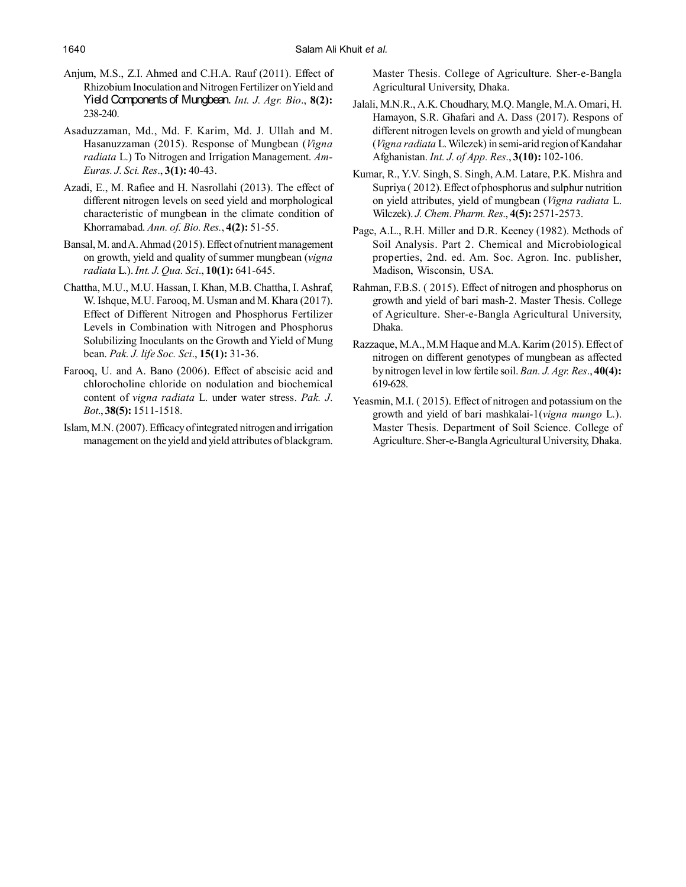Anjum, M.S., Z.I. Ahmed and C.H.A. Rauf (2011). Effect of Rhizobium Inoculation and Nitrogen Fertilizer on Yield and Yield Components of Mungbean. *Int. J. Agr. Bio*., **8(2):** 238-240.

Asaduzzaman, Md., Md. F. Karim, Md. J. Ullah and M. Hasanuzzaman (2015). Response of Mungbean (*Vigna radiata* L.) To Nitrogen and Irrigation Management. *Am-Euras. J. Sci. Res*., **3(1):** 40-43.

Azadi, E., M. Rafiee and H. Nasrollahi (2013). The effect of different nitrogen levels on seed yield and morphological characteristic of mungbean in the climate condition of Khorramabad. *Ann. of. Bio. Res.*, **4(2):** 51-55.

Bansal, M. and A. Ahmad (2015). Effect of nutrient management on growth, yield and quality of summer mungbean (*vigna radiata* L.). *Int. J. Qua. Sci*., **10(1):** 641-645.

Chattha, M.U., M.U. Hassan, I. Khan, M.B. Chattha, I. Ashraf, W. Ishque, M.U. Farooq, M. Usman and M. Khara (2017). Effect of Different Nitrogen and Phosphorus Fertilizer Levels in Combination with Nitrogen and Phosphorus Solubilizing Inoculants on the Growth and Yield of Mung bean. *Pak. J. life Soc. Sci*., **15(1):** 31-36.

Farooq, U. and A. Bano (2006). Effect of abscisic acid and chlorocholine chloride on nodulation and biochemical content of *vigna radiata* L. under water stress. *Pak. J. Bot*., **38(5):** 1511-1518.

Islam, M.N. (2007). Efficacy of integrated nitrogen and irrigation management on the yield and yield attributes of blackgram. Master Thesis. College of Agriculture. Sher-e-Bangla Agricultural University, Dhaka.

Jalali, M.N.R., A.K. Choudhary, M.Q. Mangle, M.A. Omari, H. Hamayon, S.R. Ghafari and A. Dass (2017). Respons of different nitrogen levels on growth and yield of mungbean (*Vigna radiata* L. Wilczek) in semi-arid region of Kandahar Afghanistan. *Int. J. of App. Res*., **3(10):** 102-106.

Kumar, R., Y.V. Singh, S. Singh, A.M. Latare, P.K. Mishra and Supriya ( 2012). Effect of phosphorus and sulphur nutrition on yield attributes, yield of mungbean (*Vigna radiata* L. Wilczek). *J. Chem. Pharm. Res*., **4(5):** 2571-2573.

Page, A.L., R.H. Miller and D.R. Keeney (1982). Methods of Soil Analysis. Part 2. Chemical and Microbiological properties, 2nd. ed. Am. Soc. Agron. Inc. publisher, Madison, Wisconsin, USA.

Rahman, F.B.S. ( 2015). Effect of nitrogen and phosphorus on growth and yield of bari mash-2. Master Thesis. College of Agriculture. Sher-e-Bangla Agricultural University, Dhaka.

Razzaque, M.A., M.M Haque and M.A. Karim (2015). Effect of nitrogen on different genotypes of mungbean as affected by nitrogen level in low fertile soil. *Ban. J. Agr. Res*., **40(4):** 619-628.

Yeasmin, M.I. ( 2015). Effect of nitrogen and potassium on the growth and yield of bari mashkalai-1(*vigna mungo* L.). Master Thesis. Department of Soil Science. College of Agriculture. Sher-e-Bangla Agricultural University, Dhaka.